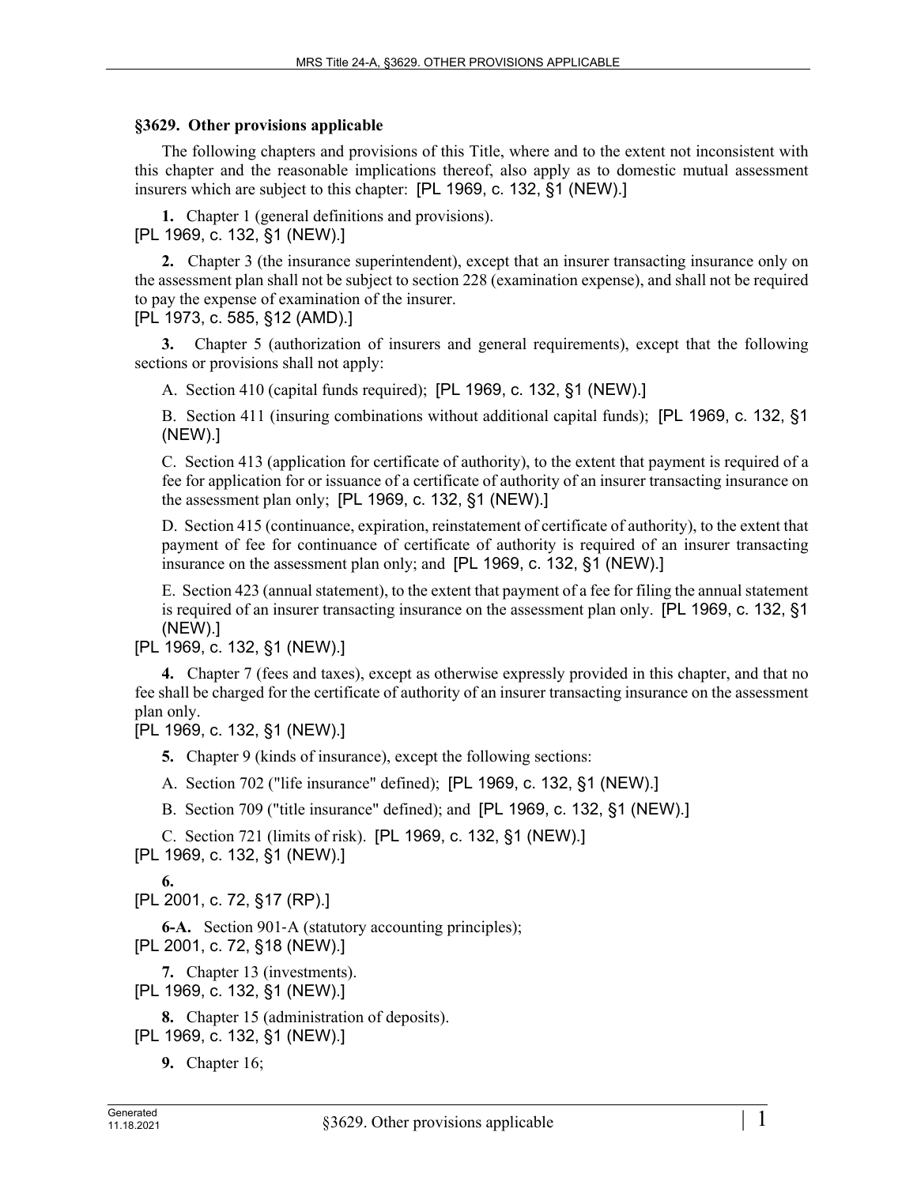## §3629. Other provisions applicable

The following chapters and provisions of this Title, where and to the extent not inconsistent with this chapter and the reasonable implications thereof, also apply as to domestic mutual assessment insurers which are subject to this chapter: [PL 1969, c. 132, §1 (NEW).]

**1.** Chapter 1 (general definitions and provisions).
[PL 1969, c. 132, §1 (NEW).]

**2.** Chapter 3 (the insurance superintendent), except that an insurer transacting insurance only on the assessment plan shall not be subject to section 228 (examination expense), and shall not be required to pay the expense of examination of the insurer.
[PL 1973, c. 585, §12 (AMD).]

**3.** Chapter 5 (authorization of insurers and general requirements), except that the following sections or provisions shall not apply:

A. Section 410 (capital funds required); [PL 1969, c. 132, §1 (NEW).]

B. Section 411 (insuring combinations without additional capital funds); [PL 1969, c. 132, §1 (NEW).]

C. Section 413 (application for certificate of authority), to the extent that payment is required of a fee for application for or issuance of a certificate of authority of an insurer transacting insurance on the assessment plan only; [PL 1969, c. 132, §1 (NEW).]

D. Section 415 (continuance, expiration, reinstatement of certificate of authority), to the extent that payment of fee for continuance of certificate of authority is required of an insurer transacting insurance on the assessment plan only; and [PL 1969, c. 132, §1 (NEW).]

E. Section 423 (annual statement), to the extent that payment of a fee for filing the annual statement is required of an insurer transacting insurance on the assessment plan only. [PL 1969, c. 132, §1 (NEW).]

[PL 1969, c. 132, §1 (NEW).]

**4.** Chapter 7 (fees and taxes), except as otherwise expressly provided in this chapter, and that no fee shall be charged for the certificate of authority of an insurer transacting insurance on the assessment plan only.
[PL 1969, c. 132, §1 (NEW).]

**5.** Chapter 9 (kinds of insurance), except the following sections:

A. Section 702 ("life insurance" defined); [PL 1969, c. 132, §1 (NEW).]

B. Section 709 ("title insurance" defined); and [PL 1969, c. 132, §1 (NEW).]

C. Section 721 (limits of risk). [PL 1969, c. 132, §1 (NEW).]

[PL 1969, c. 132, §1 (NEW).]

**6.**
[PL 2001, c. 72, §17 (RP).]

**6-A.** Section 901-A (statutory accounting principles);
[PL 2001, c. 72, §18 (NEW).]

**7.** Chapter 13 (investments).
[PL 1969, c. 132, §1 (NEW).]

**8.** Chapter 15 (administration of deposits).
[PL 1969, c. 132, §1 (NEW).]

**9.** Chapter 16;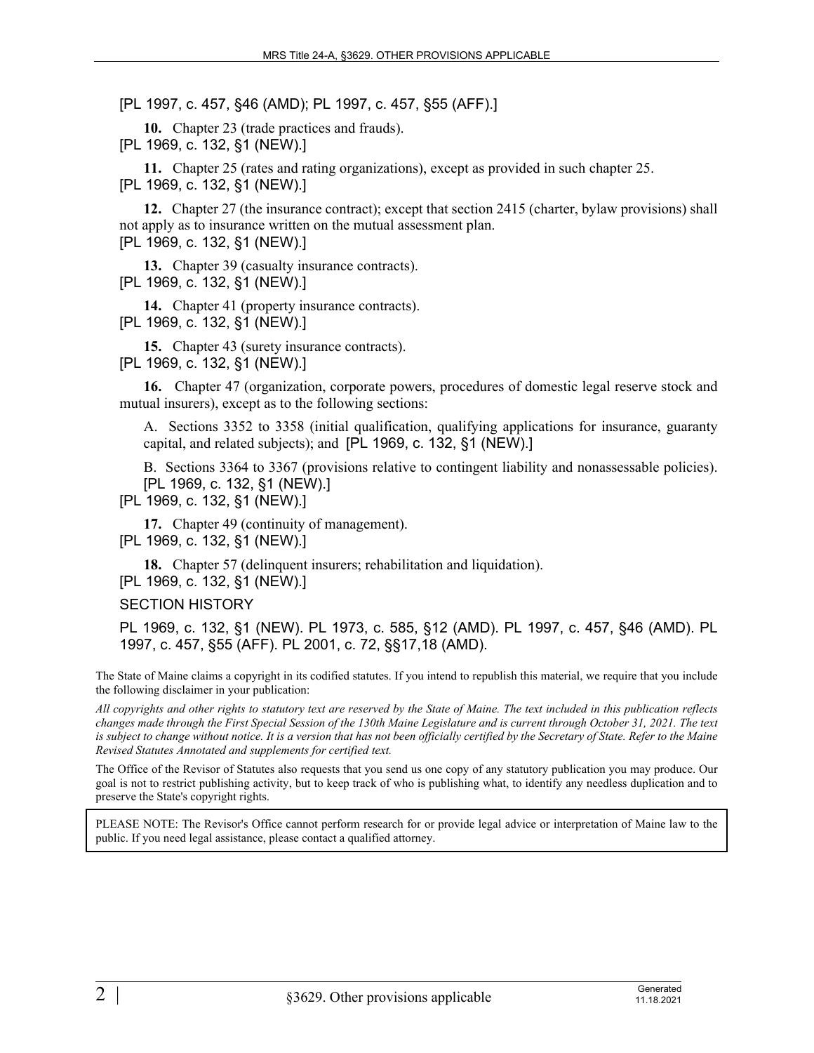[PL 1997, c. 457, §46 (AMD); PL 1997, c. 457, §55 (AFF).]

**10.** Chapter 23 (trade practices and frauds).
[PL 1969, c. 132, §1 (NEW).]

**11.** Chapter 25 (rates and rating organizations), except as provided in such chapter 25.
[PL 1969, c. 132, §1 (NEW).]

**12.** Chapter 27 (the insurance contract); except that section 2415 (charter, bylaw provisions) shall not apply as to insurance written on the mutual assessment plan.
[PL 1969, c. 132, §1 (NEW).]

**13.** Chapter 39 (casualty insurance contracts).
[PL 1969, c. 132, §1 (NEW).]

**14.** Chapter 41 (property insurance contracts).
[PL 1969, c. 132, §1 (NEW).]

**15.** Chapter 43 (surety insurance contracts).
[PL 1969, c. 132, §1 (NEW).]

**16.** Chapter 47 (organization, corporate powers, procedures of domestic legal reserve stock and mutual insurers), except as to the following sections:

A. Sections 3352 to 3358 (initial qualification, qualifying applications for insurance, guaranty capital, and related subjects); and [PL 1969, c. 132, §1 (NEW).]

B. Sections 3364 to 3367 (provisions relative to contingent liability and nonassessable policies).
[PL 1969, c. 132, §1 (NEW).]

[PL 1969, c. 132, §1 (NEW).]

**17.** Chapter 49 (continuity of management).
[PL 1969, c. 132, §1 (NEW).]

**18.** Chapter 57 (delinquent insurers; rehabilitation and liquidation).
[PL 1969, c. 132, §1 (NEW).]

SECTION HISTORY

PL 1969, c. 132, §1 (NEW). PL 1973, c. 585, §12 (AMD). PL 1997, c. 457, §46 (AMD). PL 1997, c. 457, §55 (AFF). PL 2001, c. 72, §§17,18 (AMD).

The State of Maine claims a copyright in its codified statutes. If you intend to republish this material, we require that you include the following disclaimer in your publication:

*All copyrights and other rights to statutory text are reserved by the State of Maine. The text included in this publication reflects changes made through the First Special Session of the 130th Maine Legislature and is current through October 31, 2021. The text is subject to change without notice. It is a version that has not been officially certified by the Secretary of State. Refer to the Maine Revised Statutes Annotated and supplements for certified text.*

The Office of the Revisor of Statutes also requests that you send us one copy of any statutory publication you may produce. Our goal is not to restrict publishing activity, but to keep track of who is publishing what, to identify any needless duplication and to preserve the State's copyright rights.

PLEASE NOTE: The Revisor's Office cannot perform research for or provide legal advice or interpretation of Maine law to the public. If you need legal assistance, please contact a qualified attorney.